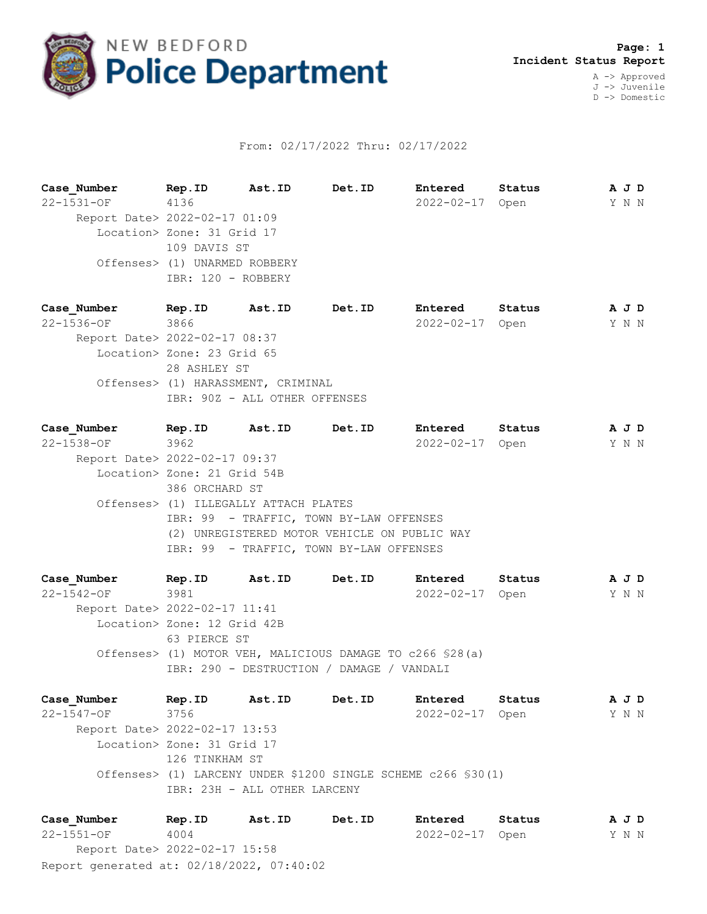NEW BEDFORD **Police Department**

**Page: 1**
**Incident Status Report**

A -> Approved
J -> Juvenile
D -> Domestic

From: 02/17/2022 Thru: 02/17/2022

| Case_Number | Rep.ID | Ast.ID | Det.ID | Entered | Status | A J D |
|---|---|---|---|---|---|---|
| 22-1531-OF | 4136 | | | 2022-02-17 | Open | Y N N |

Report Date> 2022-02-17 01:09
Location> Zone: 31 Grid 17
109 DAVIS ST
Offenses> (1) UNARMED ROBBERY
IBR: 120 - ROBBERY

| Case_Number | Rep.ID | Ast.ID | Det.ID | Entered | Status | A J D |
|---|---|---|---|---|---|---|
| 22-1536-OF | 3866 | | | 2022-02-17 | Open | Y N N |

Report Date> 2022-02-17 08:37
Location> Zone: 23 Grid 65
28 ASHLEY ST
Offenses> (1) HARASSMENT, CRIMINAL
IBR: 90Z - ALL OTHER OFFENSES

| Case_Number | Rep.ID | Ast.ID | Det.ID | Entered | Status | A J D |
|---|---|---|---|---|---|---|
| 22-1538-OF | 3962 | | | 2022-02-17 | Open | Y N N |

Report Date> 2022-02-17 09:37
Location> Zone: 21 Grid 54B
386 ORCHARD ST
Offenses> (1) ILLEGALLY ATTACH PLATES
IBR: 99 - TRAFFIC, TOWN BY-LAW OFFENSES
(2) UNREGISTERED MOTOR VEHICLE ON PUBLIC WAY
IBR: 99 - TRAFFIC, TOWN BY-LAW OFFENSES

| Case_Number | Rep.ID | Ast.ID | Det.ID | Entered | Status | A J D |
|---|---|---|---|---|---|---|
| 22-1542-OF | 3981 | | | 2022-02-17 | Open | Y N N |

Report Date> 2022-02-17 11:41
Location> Zone: 12 Grid 42B
63 PIERCE ST
Offenses> (1) MOTOR VEH, MALICIOUS DAMAGE TO c266 §28(a)
IBR: 290 - DESTRUCTION / DAMAGE / VANDALI

| Case_Number | Rep.ID | Ast.ID | Det.ID | Entered | Status | A J D |
|---|---|---|---|---|---|---|
| 22-1547-OF | 3756 | | | 2022-02-17 | Open | Y N N |

Report Date> 2022-02-17 13:53
Location> Zone: 31 Grid 17
126 TINKHAM ST
Offenses> (1) LARCENY UNDER $1200 SINGLE SCHEME c266 §30(1)
IBR: 23H - ALL OTHER LARCENY

| Case_Number | Rep.ID | Ast.ID | Det.ID | Entered | Status | A J D |
|---|---|---|---|---|---|---|
| 22-1551-OF | 4004 | | | 2022-02-17 | Open | Y N N |

Report Date> 2022-02-17 15:58

Report generated at: 02/18/2022, 07:40:02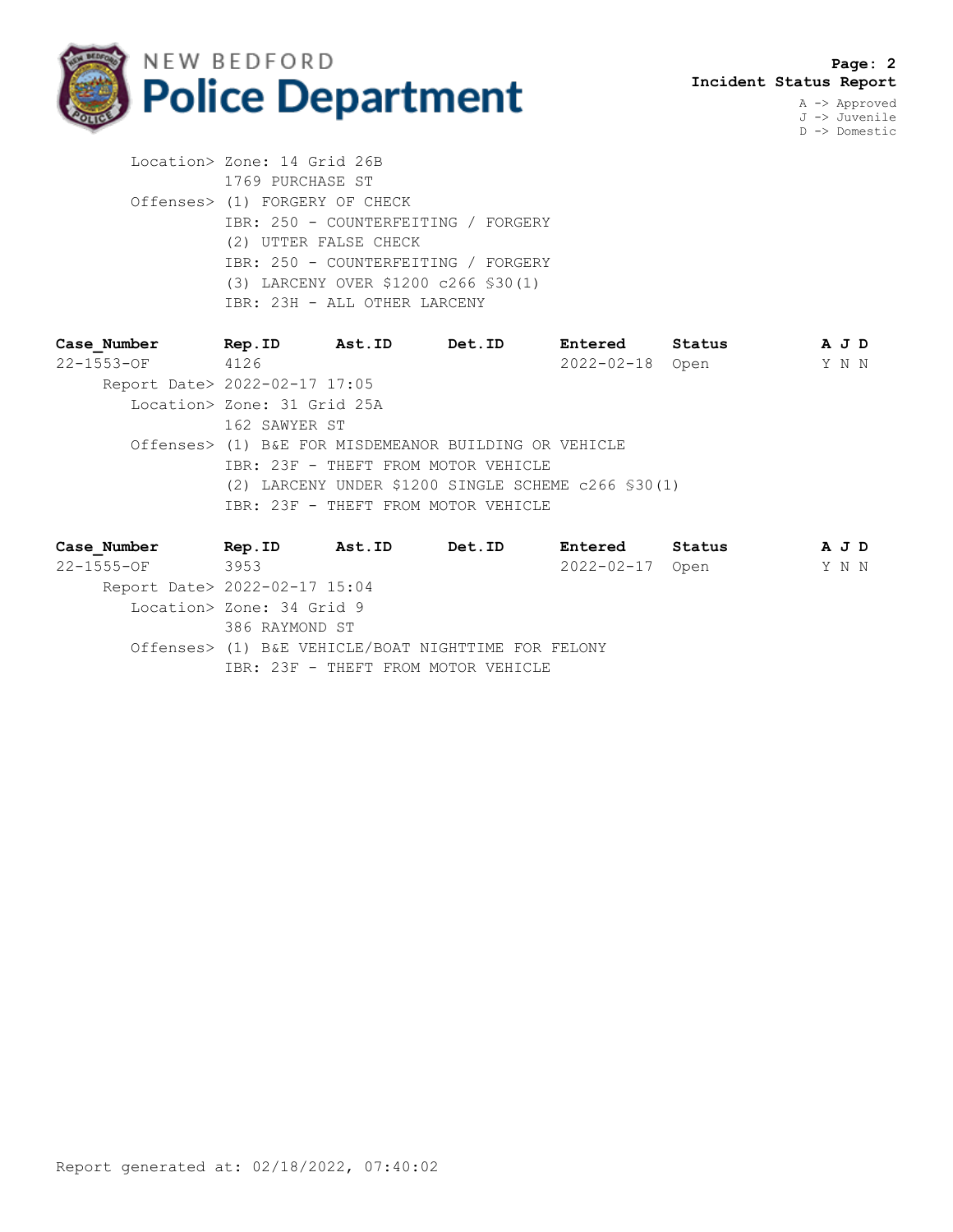**Incident Status Report**

A -> Approved
J -> Juvenile
D -> Domestic

Location> Zone: 14 Grid 26B
1769 PURCHASE ST

Offenses> (1) FORGERY OF CHECK
IBR: 250 - COUNTERFEITING / FORGERY
(2) UTTER FALSE CHECK
IBR: 250 - COUNTERFEITING / FORGERY
(3) LARCENY OVER $1200 c266 §30(1)
IBR: 23H - ALL OTHER LARCENY

| Case_Number | Rep.ID | Ast.ID | Det.ID | Entered | Status | A | J | D |
|---|---|---|---|---|---|---|---|---|
| 22-1553-OF | 4126 | | | 2022-02-18 | Open | Y | N | N |

Report Date> 2022-02-17 17:05
Location> Zone: 31 Grid 25A
162 SAWYER ST

Offenses> (1) B&E FOR MISDEMEANOR BUILDING OR VEHICLE
IBR: 23F - THEFT FROM MOTOR VEHICLE
(2) LARCENY UNDER $1200 SINGLE SCHEME c266 §30(1)
IBR: 23F - THEFT FROM MOTOR VEHICLE

| Case_Number | Rep.ID | Ast.ID | Det.ID | Entered | Status | A | J | D |
|---|---|---|---|---|---|---|---|---|
| 22-1555-OF | 3953 | | | 2022-02-17 | Open | Y | N | N |

Report Date> 2022-02-17 15:04
Location> Zone: 34 Grid 9
386 RAYMOND ST

Offenses> (1) B&E VEHICLE/BOAT NIGHTTIME FOR FELONY
IBR: 23F - THEFT FROM MOTOR VEHICLE

Report generated at: 02/18/2022, 07:40:02